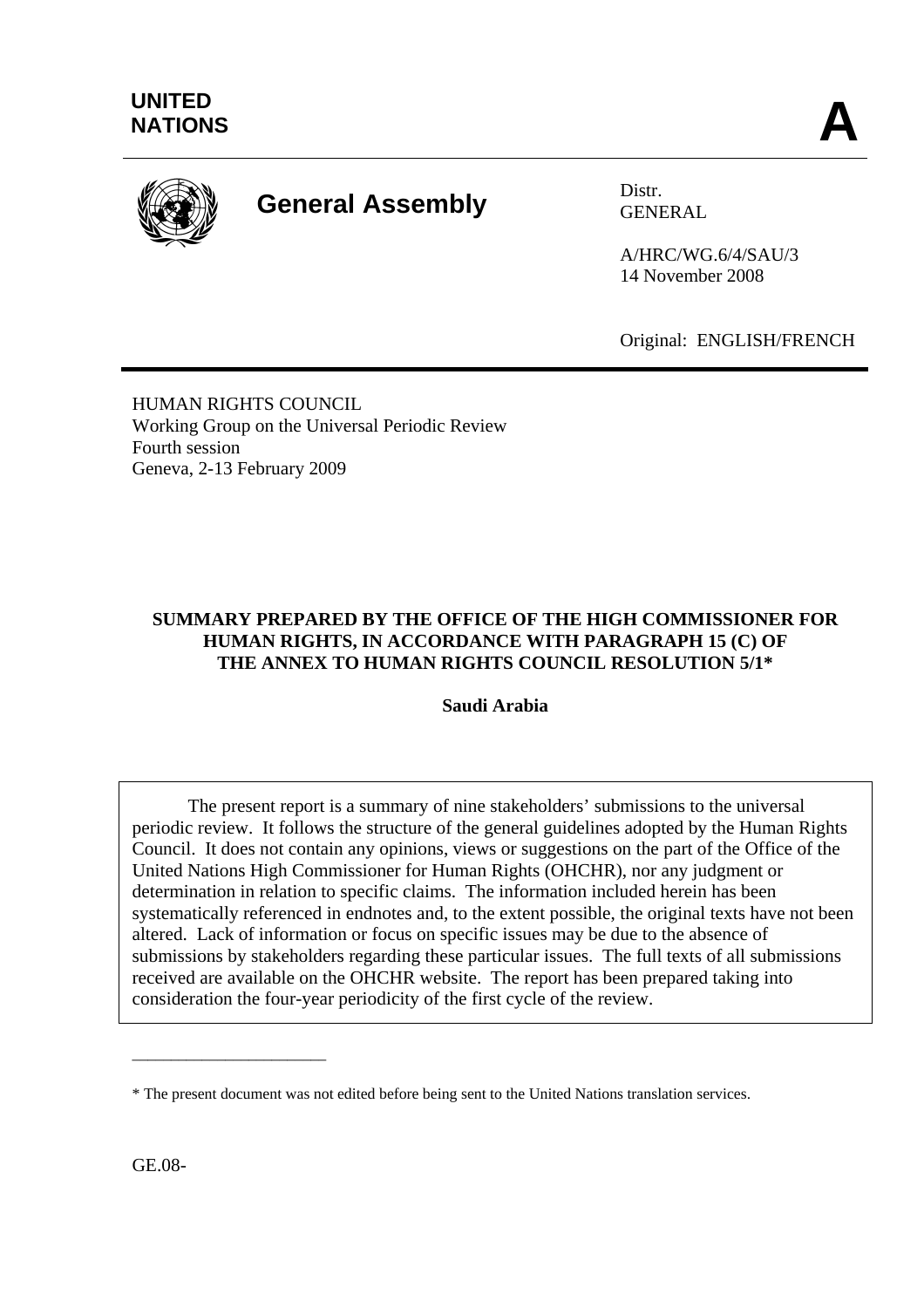UNITED NATIONS

**A**

# General Assembly

Distr.
GENERAL

A/HRC/WG.6/4/SAU/3
14 November 2008

Original: ENGLISH/FRENCH

HUMAN RIGHTS COUNCIL
Working Group on the Universal Periodic Review
Fourth session
Geneva, 2-13 February 2009

**SUMMARY PREPARED BY THE OFFICE OF THE HIGH COMMISSIONER FOR HUMAN RIGHTS, IN ACCORDANCE WITH PARAGRAPH 15 (C) OF THE ANNEX TO HUMAN RIGHTS COUNCIL RESOLUTION 5/1***

**Saudi Arabia**

The present report is a summary of nine stakeholders' submissions to the universal periodic review. It follows the structure of the general guidelines adopted by the Human Rights Council. It does not contain any opinions, views or suggestions on the part of the Office of the United Nations High Commissioner for Human Rights (OHCHR), nor any judgment or determination in relation to specific claims. The information included herein has been systematically referenced in endnotes and, to the extent possible, the original texts have not been altered. Lack of information or focus on specific issues may be due to the absence of submissions by stakeholders regarding these particular issues. The full texts of all submissions received are available on the OHCHR website. The report has been prepared taking into consideration the four-year periodicity of the first cycle of the review.

* The present document was not edited before being sent to the United Nations translation services.

GE.08-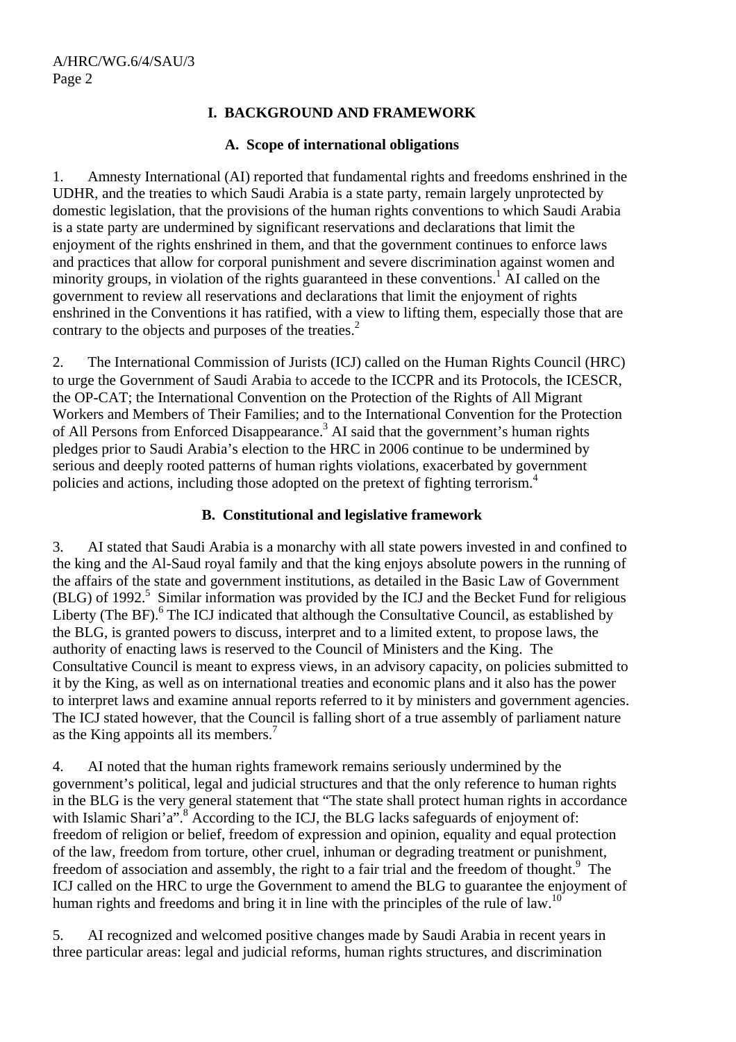## I. BACKGROUND AND FRAMEWORK

### A. Scope of international obligations

1. Amnesty International (AI) reported that fundamental rights and freedoms enshrined in the UDHR, and the treaties to which Saudi Arabia is a state party, remain largely unprotected by domestic legislation, that the provisions of the human rights conventions to which Saudi Arabia is a state party are undermined by significant reservations and declarations that limit the enjoyment of the rights enshrined in them, and that the government continues to enforce laws and practices that allow for corporal punishment and severe discrimination against women and minority groups, in violation of the rights guaranteed in these conventions.[1] AI called on the government to review all reservations and declarations that limit the enjoyment of rights enshrined in the Conventions it has ratified, with a view to lifting them, especially those that are contrary to the objects and purposes of the treaties.[2]

2. The International Commission of Jurists (ICJ) called on the Human Rights Council (HRC) to urge the Government of Saudi Arabia to accede to the ICCPR and its Protocols, the ICESCR, the OP-CAT; the International Convention on the Protection of the Rights of All Migrant Workers and Members of Their Families; and to the International Convention for the Protection of All Persons from Enforced Disappearance.[3] AI said that the government's human rights pledges prior to Saudi Arabia's election to the HRC in 2006 continue to be undermined by serious and deeply rooted patterns of human rights violations, exacerbated by government policies and actions, including those adopted on the pretext of fighting terrorism.[4]

### B. Constitutional and legislative framework

3. AI stated that Saudi Arabia is a monarchy with all state powers invested in and confined to the king and the Al-Saud royal family and that the king enjoys absolute powers in the running of the affairs of the state and government institutions, as detailed in the Basic Law of Government (BLG) of 1992.[5] Similar information was provided by the ICJ and the Becket Fund for religious Liberty (The BF).[6] The ICJ indicated that although the Consultative Council, as established by the BLG, is granted powers to discuss, interpret and to a limited extent, to propose laws, the authority of enacting laws is reserved to the Council of Ministers and the King. The Consultative Council is meant to express views, in an advisory capacity, on policies submitted to it by the King, as well as on international treaties and economic plans and it also has the power to interpret laws and examine annual reports referred to it by ministers and government agencies. The ICJ stated however, that the Council is falling short of a true assembly of parliament nature as the King appoints all its members.[7]

4. AI noted that the human rights framework remains seriously undermined by the government's political, legal and judicial structures and that the only reference to human rights in the BLG is the very general statement that "The state shall protect human rights in accordance with Islamic Shari'a".[8] According to the ICJ, the BLG lacks safeguards of enjoyment of: freedom of religion or belief, freedom of expression and opinion, equality and equal protection of the law, freedom from torture, other cruel, inhuman or degrading treatment or punishment, freedom of association and assembly, the right to a fair trial and the freedom of thought.[9] The ICJ called on the HRC to urge the Government to amend the BLG to guarantee the enjoyment of human rights and freedoms and bring it in line with the principles of the rule of law.[10]

5. AI recognized and welcomed positive changes made by Saudi Arabia in recent years in three particular areas: legal and judicial reforms, human rights structures, and discrimination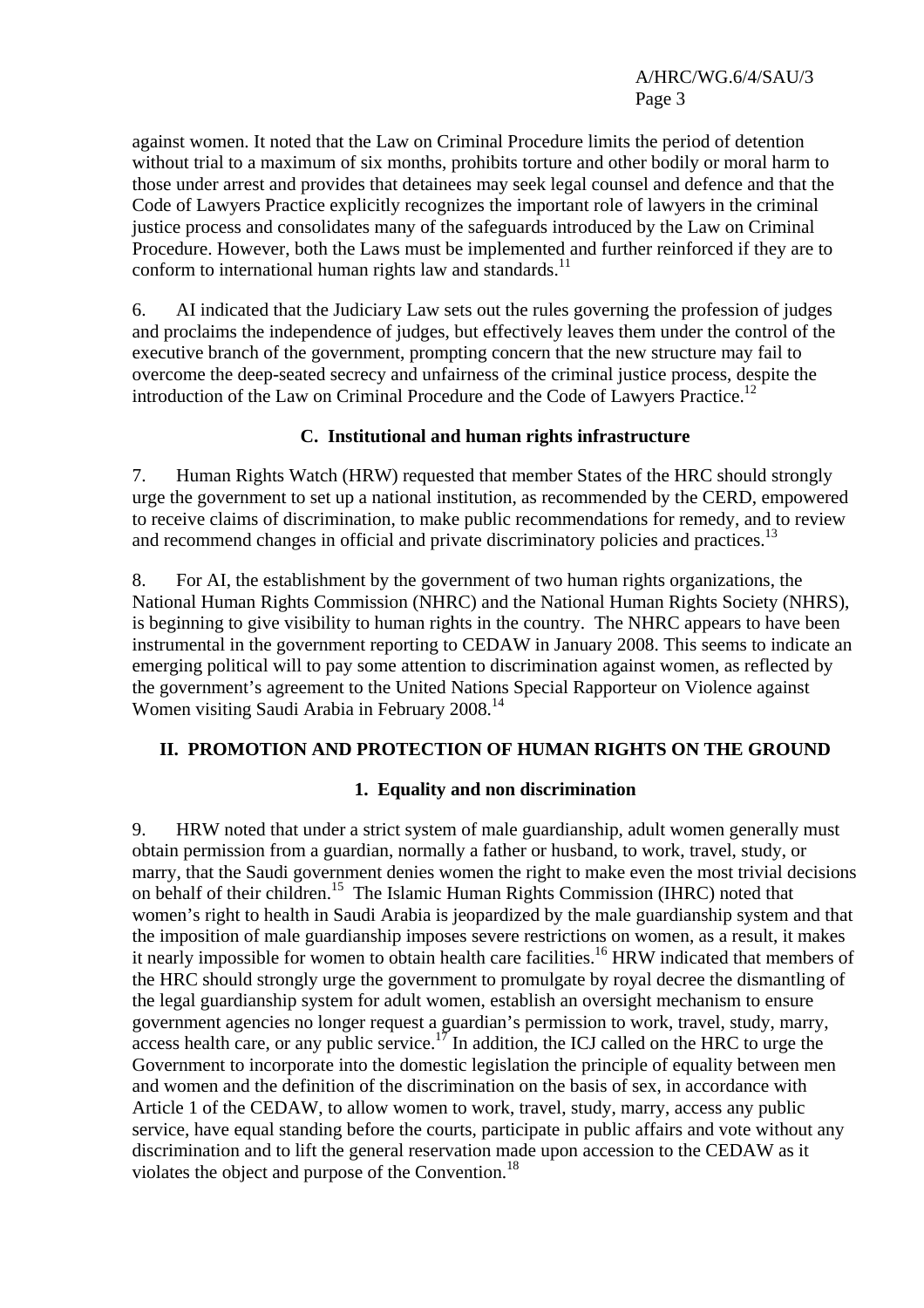against women. It noted that the Law on Criminal Procedure limits the period of detention without trial to a maximum of six months, prohibits torture and other bodily or moral harm to those under arrest and provides that detainees may seek legal counsel and defence and that the Code of Lawyers Practice explicitly recognizes the important role of lawyers in the criminal justice process and consolidates many of the safeguards introduced by the Law on Criminal Procedure. However, both the Laws must be implemented and further reinforced if they are to conform to international human rights law and standards.[11]

6. AI indicated that the Judiciary Law sets out the rules governing the profession of judges and proclaims the independence of judges, but effectively leaves them under the control of the executive branch of the government, prompting concern that the new structure may fail to overcome the deep-seated secrecy and unfairness of the criminal justice process, despite the introduction of the Law on Criminal Procedure and the Code of Lawyers Practice.[12]

### C. Institutional and human rights infrastructure

7. Human Rights Watch (HRW) requested that member States of the HRC should strongly urge the government to set up a national institution, as recommended by the CERD, empowered to receive claims of discrimination, to make public recommendations for remedy, and to review and recommend changes in official and private discriminatory policies and practices.[13]

8. For AI, the establishment by the government of two human rights organizations, the National Human Rights Commission (NHRC) and the National Human Rights Society (NHRS), is beginning to give visibility to human rights in the country. The NHRC appears to have been instrumental in the government reporting to CEDAW in January 2008. This seems to indicate an emerging political will to pay some attention to discrimination against women, as reflected by the government's agreement to the United Nations Special Rapporteur on Violence against Women visiting Saudi Arabia in February 2008.[14]

## II. PROMOTION AND PROTECTION OF HUMAN RIGHTS ON THE GROUND

### 1. Equality and non discrimination

9. HRW noted that under a strict system of male guardianship, adult women generally must obtain permission from a guardian, normally a father or husband, to work, travel, study, or marry, that the Saudi government denies women the right to make even the most trivial decisions on behalf of their children.[15] The Islamic Human Rights Commission (IHRC) noted that women's right to health in Saudi Arabia is jeopardized by the male guardianship system and that the imposition of male guardianship imposes severe restrictions on women, as a result, it makes it nearly impossible for women to obtain health care facilities.[16] HRW indicated that members of the HRC should strongly urge the government to promulgate by royal decree the dismantling of the legal guardianship system for adult women, establish an oversight mechanism to ensure government agencies no longer request a guardian's permission to work, travel, study, marry, access health care, or any public service.[17] In addition, the ICJ called on the HRC to urge the Government to incorporate into the domestic legislation the principle of equality between men and women and the definition of the discrimination on the basis of sex, in accordance with Article 1 of the CEDAW, to allow women to work, travel, study, marry, access any public service, have equal standing before the courts, participate in public affairs and vote without any discrimination and to lift the general reservation made upon accession to the CEDAW as it violates the object and purpose of the Convention.[18]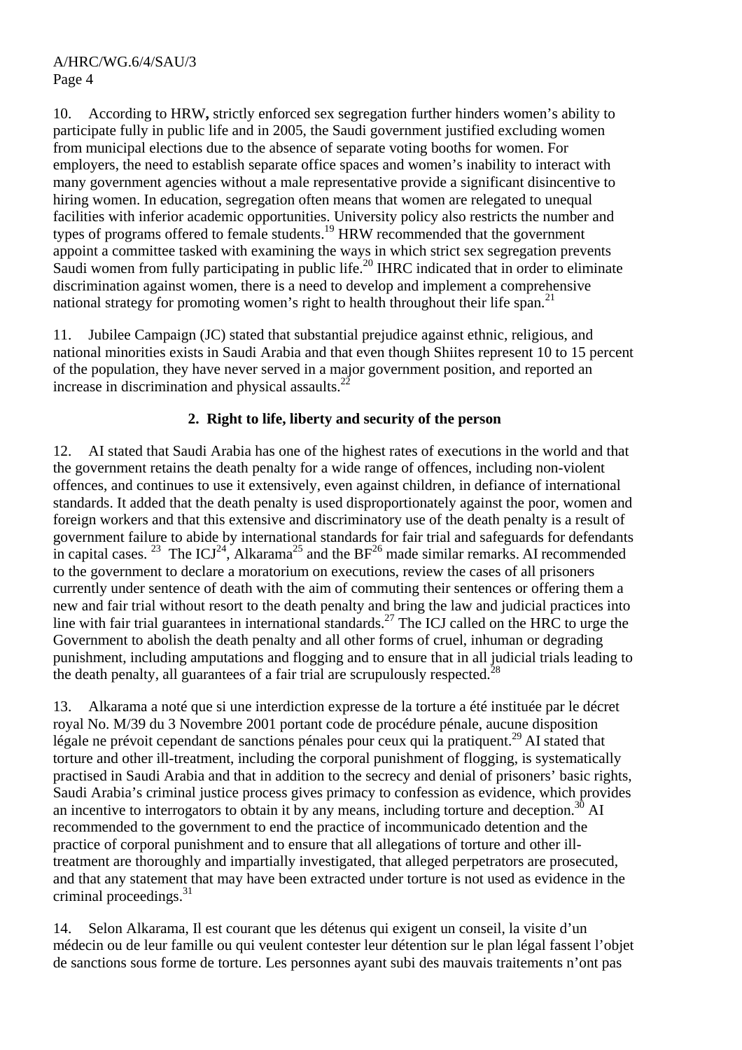10. According to HRW**,** strictly enforced sex segregation further hinders women's ability to participate fully in public life and in 2005, the Saudi government justified excluding women from municipal elections due to the absence of separate voting booths for women. For employers, the need to establish separate office spaces and women's inability to interact with many government agencies without a male representative provide a significant disincentive to hiring women. In education, segregation often means that women are relegated to unequal facilities with inferior academic opportunities. University policy also restricts the number and types of programs offered to female students.[19] HRW recommended that the government appoint a committee tasked with examining the ways in which strict sex segregation prevents Saudi women from fully participating in public life.[20] IHRC indicated that in order to eliminate discrimination against women, there is a need to develop and implement a comprehensive national strategy for promoting women's right to health throughout their life span.[21]

11. Jubilee Campaign (JC) stated that substantial prejudice against ethnic, religious, and national minorities exists in Saudi Arabia and that even though Shiites represent 10 to 15 percent of the population, they have never served in a major government position, and reported an increase in discrimination and physical assaults.[22]

**2. Right to life, liberty and security of the person**

12. AI stated that Saudi Arabia has one of the highest rates of executions in the world and that the government retains the death penalty for a wide range of offences, including non-violent offences, and continues to use it extensively, even against children, in defiance of international standards. It added that the death penalty is used disproportionately against the poor, women and foreign workers and that this extensive and discriminatory use of the death penalty is a result of government failure to abide by international standards for fair trial and safeguards for defendants in capital cases.[23] The ICJ[24], Alkarama[25] and the BF[26] made similar remarks. AI recommended to the government to declare a moratorium on executions, review the cases of all prisoners currently under sentence of death with the aim of commuting their sentences or offering them a new and fair trial without resort to the death penalty and bring the law and judicial practices into line with fair trial guarantees in international standards.[27] The ICJ called on the HRC to urge the Government to abolish the death penalty and all other forms of cruel, inhuman or degrading punishment, including amputations and flogging and to ensure that in all judicial trials leading to the death penalty, all guarantees of a fair trial are scrupulously respected.[28]

13. Alkarama a noté que si une interdiction expresse de la torture a été instituée par le décret royal No. M/39 du 3 Novembre 2001 portant code de procédure pénale, aucune disposition légale ne prévoit cependant de sanctions pénales pour ceux qui la pratiquent.[29] AI stated that torture and other ill-treatment, including the corporal punishment of flogging, is systematically practised in Saudi Arabia and that in addition to the secrecy and denial of prisoners' basic rights, Saudi Arabia's criminal justice process gives primacy to confession as evidence, which provides an incentive to interrogators to obtain it by any means, including torture and deception.[30] AI recommended to the government to end the practice of incommunicado detention and the practice of corporal punishment and to ensure that all allegations of torture and other ill-treatment are thoroughly and impartially investigated, that alleged perpetrators are prosecuted, and that any statement that may have been extracted under torture is not used as evidence in the criminal proceedings.[31]

14. Selon Alkarama, Il est courant que les détenus qui exigent un conseil, la visite d'un médecin ou de leur famille ou qui veulent contester leur détention sur le plan légal fassent l'objet de sanctions sous forme de torture. Les personnes ayant subi des mauvais traitements n'ont pas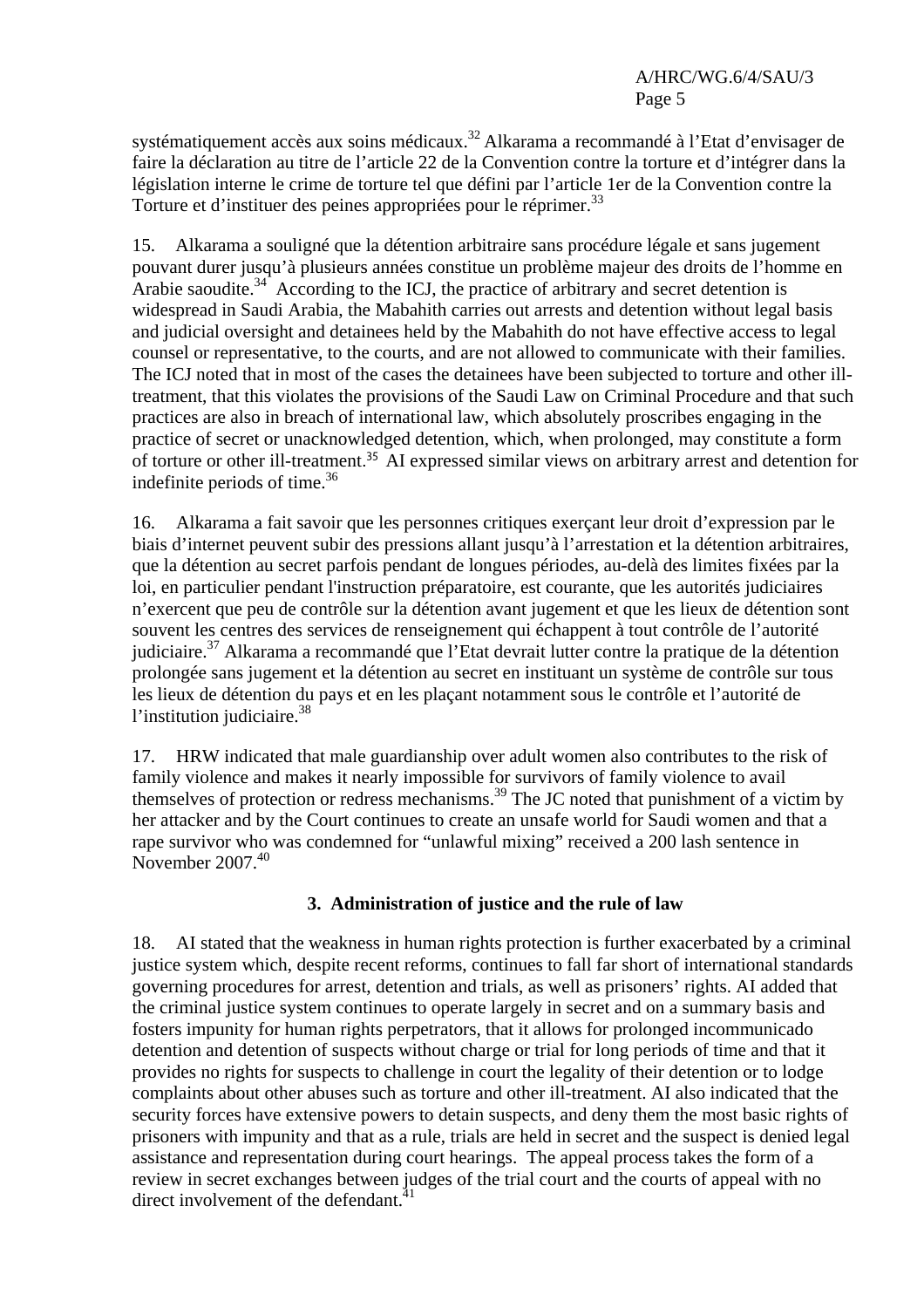systématiquement accès aux soins médicaux.[32] Alkarama a recommandé à l'Etat d'envisager de faire la déclaration au titre de l'article 22 de la Convention contre la torture et d'intégrer dans la législation interne le crime de torture tel que défini par l'article 1er de la Convention contre la Torture et d'instituer des peines appropriées pour le réprimer.[33]

15. Alkarama a souligné que la détention arbitraire sans procédure légale et sans jugement pouvant durer jusqu'à plusieurs années constitue un problème majeur des droits de l'homme en Arabie saoudite.[34] According to the ICJ, the practice of arbitrary and secret detention is widespread in Saudi Arabia, the Mabahith carries out arrests and detention without legal basis and judicial oversight and detainees held by the Mabahith do not have effective access to legal counsel or representative, to the courts, and are not allowed to communicate with their families. The ICJ noted that in most of the cases the detainees have been subjected to torture and other ill-treatment, that this violates the provisions of the Saudi Law on Criminal Procedure and that such practices are also in breach of international law, which absolutely proscribes engaging in the practice of secret or unacknowledged detention, which, when prolonged, may constitute a form of torture or other ill-treatment.[35] AI expressed similar views on arbitrary arrest and detention for indefinite periods of time.[36]

16. Alkarama a fait savoir que les personnes critiques exerçant leur droit d'expression par le biais d'internet peuvent subir des pressions allant jusqu'à l'arrestation et la détention arbitraires, que la détention au secret parfois pendant de longues périodes, au-delà des limites fixées par la loi, en particulier pendant l'instruction préparatoire, est courante, que les autorités judiciaires n'exercent que peu de contrôle sur la détention avant jugement et que les lieux de détention sont souvent les centres des services de renseignement qui échappent à tout contrôle de l'autorité judiciaire.[37] Alkarama a recommandé que l'Etat devrait lutter contre la pratique de la détention prolongée sans jugement et la détention au secret en instituant un système de contrôle sur tous les lieux de détention du pays et en les plaçant notamment sous le contrôle et l'autorité de l'institution judiciaire.[38]

17. HRW indicated that male guardianship over adult women also contributes to the risk of family violence and makes it nearly impossible for survivors of family violence to avail themselves of protection or redress mechanisms.[39] The JC noted that punishment of a victim by her attacker and by the Court continues to create an unsafe world for Saudi women and that a rape survivor who was condemned for "unlawful mixing" received a 200 lash sentence in November 2007.[40]

### 3. Administration of justice and the rule of law

18. AI stated that the weakness in human rights protection is further exacerbated by a criminal justice system which, despite recent reforms, continues to fall far short of international standards governing procedures for arrest, detention and trials, as well as prisoners' rights. AI added that the criminal justice system continues to operate largely in secret and on a summary basis and fosters impunity for human rights perpetrators, that it allows for prolonged incommunicado detention and detention of suspects without charge or trial for long periods of time and that it provides no rights for suspects to challenge in court the legality of their detention or to lodge complaints about other abuses such as torture and other ill-treatment. AI also indicated that the security forces have extensive powers to detain suspects, and deny them the most basic rights of prisoners with impunity and that as a rule, trials are held in secret and the suspect is denied legal assistance and representation during court hearings. The appeal process takes the form of a review in secret exchanges between judges of the trial court and the courts of appeal with no direct involvement of the defendant.[41]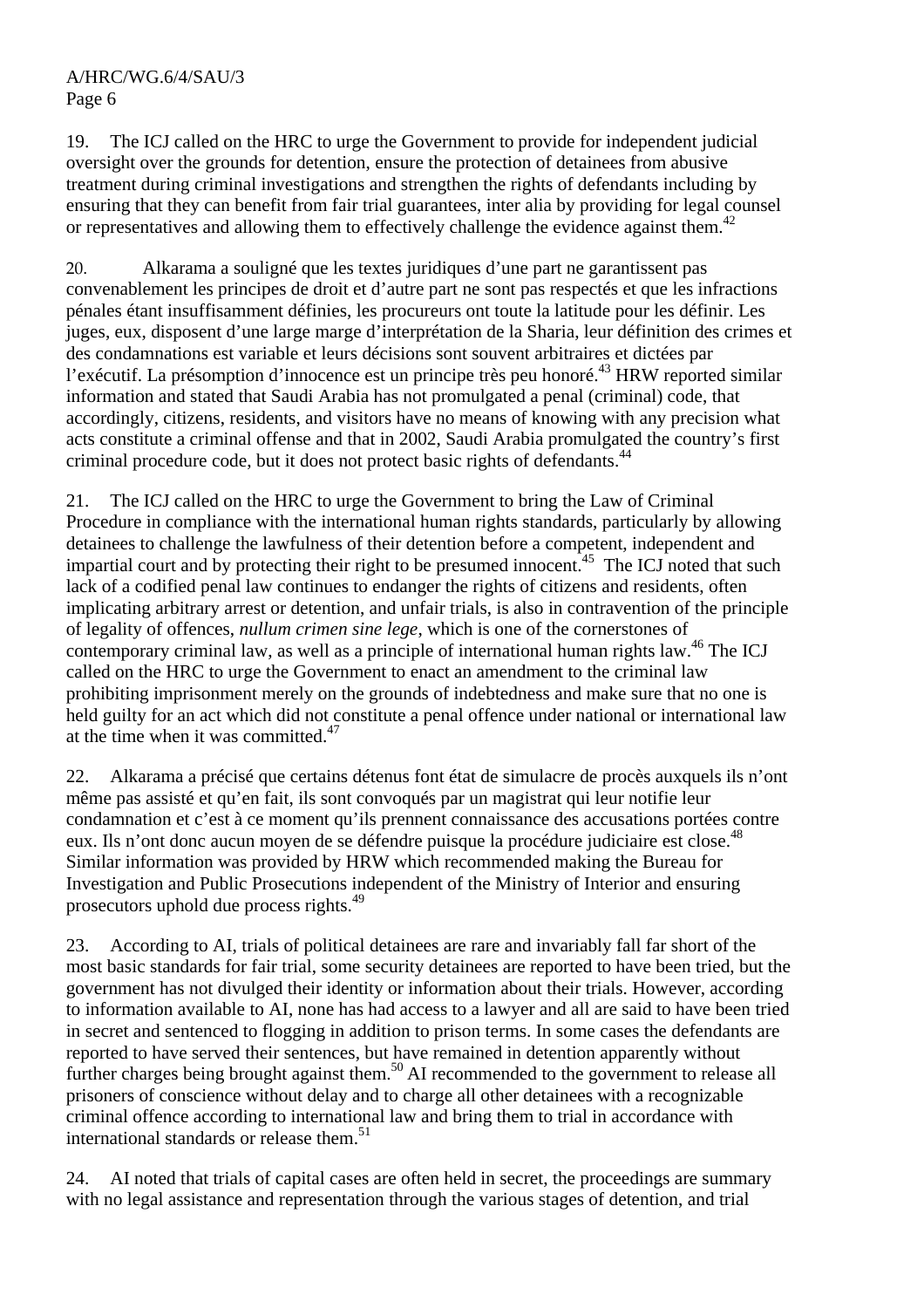19. The ICJ called on the HRC to urge the Government to provide for independent judicial oversight over the grounds for detention, ensure the protection of detainees from abusive treatment during criminal investigations and strengthen the rights of defendants including by ensuring that they can benefit from fair trial guarantees, inter alia by providing for legal counsel or representatives and allowing them to effectively challenge the evidence against them.[42]

20. Alkarama a souligné que les textes juridiques d’une part ne garantissent pas convenablement les principes de droit et d’autre part ne sont pas respectés et que les infractions pénales étant insuffisamment définies, les procureurs ont toute la latitude pour les définir. Les juges, eux, disposent d’une large marge d’interprétation de la Sharia, leur définition des crimes et des condamnations est variable et leurs décisions sont souvent arbitraires et dictées par l’exécutif. La présomption d’innocence est un principe très peu honoré.[43] HRW reported similar information and stated that Saudi Arabia has not promulgated a penal (criminal) code, that accordingly, citizens, residents, and visitors have no means of knowing with any precision what acts constitute a criminal offense and that in 2002, Saudi Arabia promulgated the country’s first criminal procedure code, but it does not protect basic rights of defendants.[44]

21. The ICJ called on the HRC to urge the Government to bring the Law of Criminal Procedure in compliance with the international human rights standards, particularly by allowing detainees to challenge the lawfulness of their detention before a competent, independent and impartial court and by protecting their right to be presumed innocent.[45] The ICJ noted that such lack of a codified penal law continues to endanger the rights of citizens and residents, often implicating arbitrary arrest or detention, and unfair trials, is also in contravention of the principle of legality of offences, *nullum crimen sine lege*, which is one of the cornerstones of contemporary criminal law, as well as a principle of international human rights law.[46] The ICJ called on the HRC to urge the Government to enact an amendment to the criminal law prohibiting imprisonment merely on the grounds of indebtedness and make sure that no one is held guilty for an act which did not constitute a penal offence under national or international law at the time when it was committed.[47]

22. Alkarama a précisé que certains détenus font état de simulacre de procès auxquels ils n’ont même pas assisté et qu’en fait, ils sont convoqués par un magistrat qui leur notifie leur condamnation et c’est à ce moment qu’ils prennent connaissance des accusations portées contre eux. Ils n’ont donc aucun moyen de se défendre puisque la procédure judiciaire est close.[48] Similar information was provided by HRW which recommended making the Bureau for Investigation and Public Prosecutions independent of the Ministry of Interior and ensuring prosecutors uphold due process rights.[49]

23. According to AI, trials of political detainees are rare and invariably fall far short of the most basic standards for fair trial, some security detainees are reported to have been tried, but the government has not divulged their identity or information about their trials. However, according to information available to AI, none has had access to a lawyer and all are said to have been tried in secret and sentenced to flogging in addition to prison terms. In some cases the defendants are reported to have served their sentences, but have remained in detention apparently without further charges being brought against them.[50] AI recommended to the government to release all prisoners of conscience without delay and to charge all other detainees with a recognizable criminal offence according to international law and bring them to trial in accordance with international standards or release them.[51]

24. AI noted that trials of capital cases are often held in secret, the proceedings are summary with no legal assistance and representation through the various stages of detention, and trial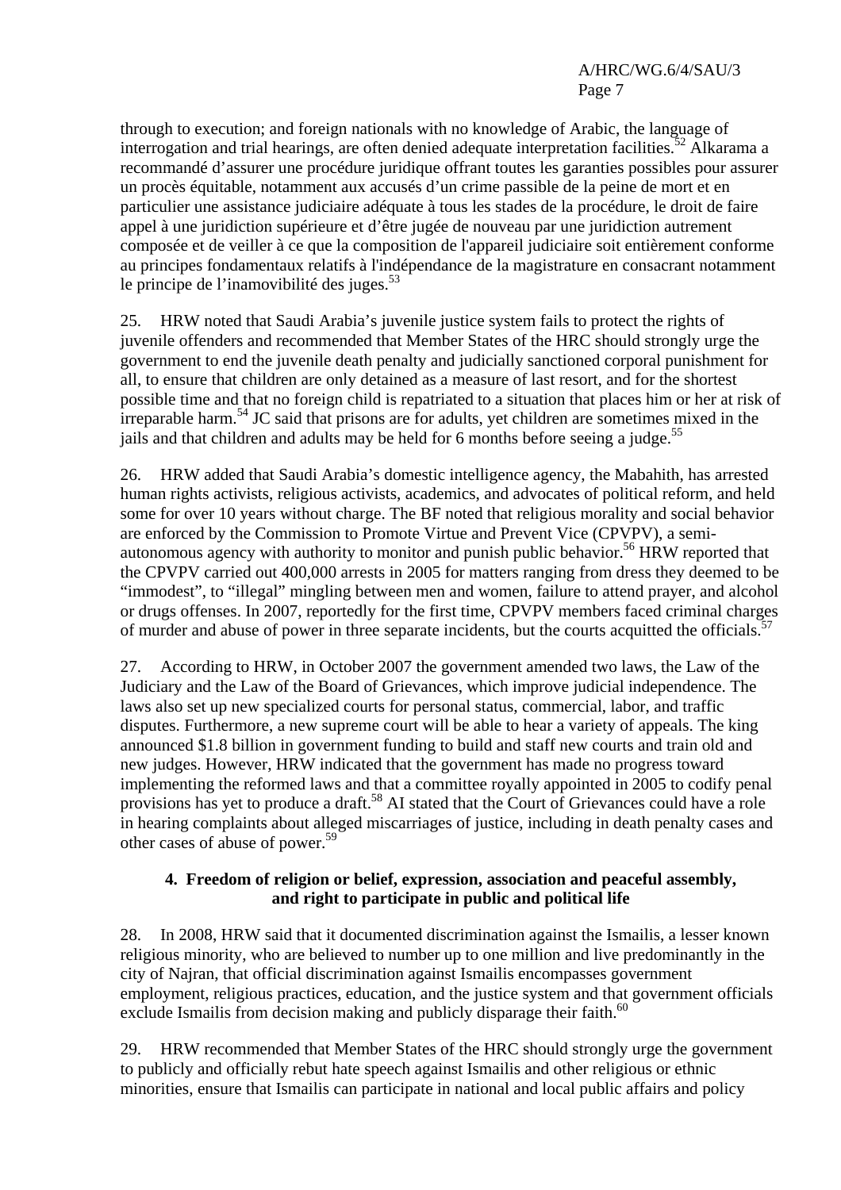through to execution; and foreign nationals with no knowledge of Arabic, the language of interrogation and trial hearings, are often denied adequate interpretation facilities.[52] Alkarama a recommandé d'assurer une procédure juridique offrant toutes les garanties possibles pour assurer un procès équitable, notamment aux accusés d'un crime passible de la peine de mort et en particulier une assistance judiciaire adéquate à tous les stades de la procédure, le droit de faire appel à une juridiction supérieure et d'être jugée de nouveau par une juridiction autrement composée et de veiller à ce que la composition de l'appareil judiciaire soit entièrement conforme au principes fondamentaux relatifs à l'indépendance de la magistrature en consacrant notamment le principe de l'inamovibilité des juges.[53]

25. HRW noted that Saudi Arabia's juvenile justice system fails to protect the rights of juvenile offenders and recommended that Member States of the HRC should strongly urge the government to end the juvenile death penalty and judicially sanctioned corporal punishment for all, to ensure that children are only detained as a measure of last resort, and for the shortest possible time and that no foreign child is repatriated to a situation that places him or her at risk of irreparable harm.[54] JC said that prisons are for adults, yet children are sometimes mixed in the jails and that children and adults may be held for 6 months before seeing a judge.[55]

26. HRW added that Saudi Arabia's domestic intelligence agency, the Mabahith, has arrested human rights activists, religious activists, academics, and advocates of political reform, and held some for over 10 years without charge. The BF noted that religious morality and social behavior are enforced by the Commission to Promote Virtue and Prevent Vice (CPVPV), a semi-autonomous agency with authority to monitor and punish public behavior.[56] HRW reported that the CPVPV carried out 400,000 arrests in 2005 for matters ranging from dress they deemed to be "immodest", to "illegal" mingling between men and women, failure to attend prayer, and alcohol or drugs offenses. In 2007, reportedly for the first time, CPVPV members faced criminal charges of murder and abuse of power in three separate incidents, but the courts acquitted the officials.[57]

27. According to HRW, in October 2007 the government amended two laws, the Law of the Judiciary and the Law of the Board of Grievances, which improve judicial independence. The laws also set up new specialized courts for personal status, commercial, labor, and traffic disputes. Furthermore, a new supreme court will be able to hear a variety of appeals. The king announced $1.8 billion in government funding to build and staff new courts and train old and new judges. However, HRW indicated that the government has made no progress toward implementing the reformed laws and that a committee royally appointed in 2005 to codify penal provisions has yet to produce a draft.[58] AI stated that the Court of Grievances could have a role in hearing complaints about alleged miscarriages of justice, including in death penalty cases and other cases of abuse of power.[59]

#### 4. Freedom of religion or belief, expression, association and peaceful assembly, and right to participate in public and political life

28. In 2008, HRW said that it documented discrimination against the Ismailis, a lesser known religious minority, who are believed to number up to one million and live predominantly in the city of Najran, that official discrimination against Ismailis encompasses government employment, religious practices, education, and the justice system and that government officials exclude Ismailis from decision making and publicly disparage their faith.[60]

29. HRW recommended that Member States of the HRC should strongly urge the government to publicly and officially rebut hate speech against Ismailis and other religious or ethnic minorities, ensure that Ismailis can participate in national and local public affairs and policy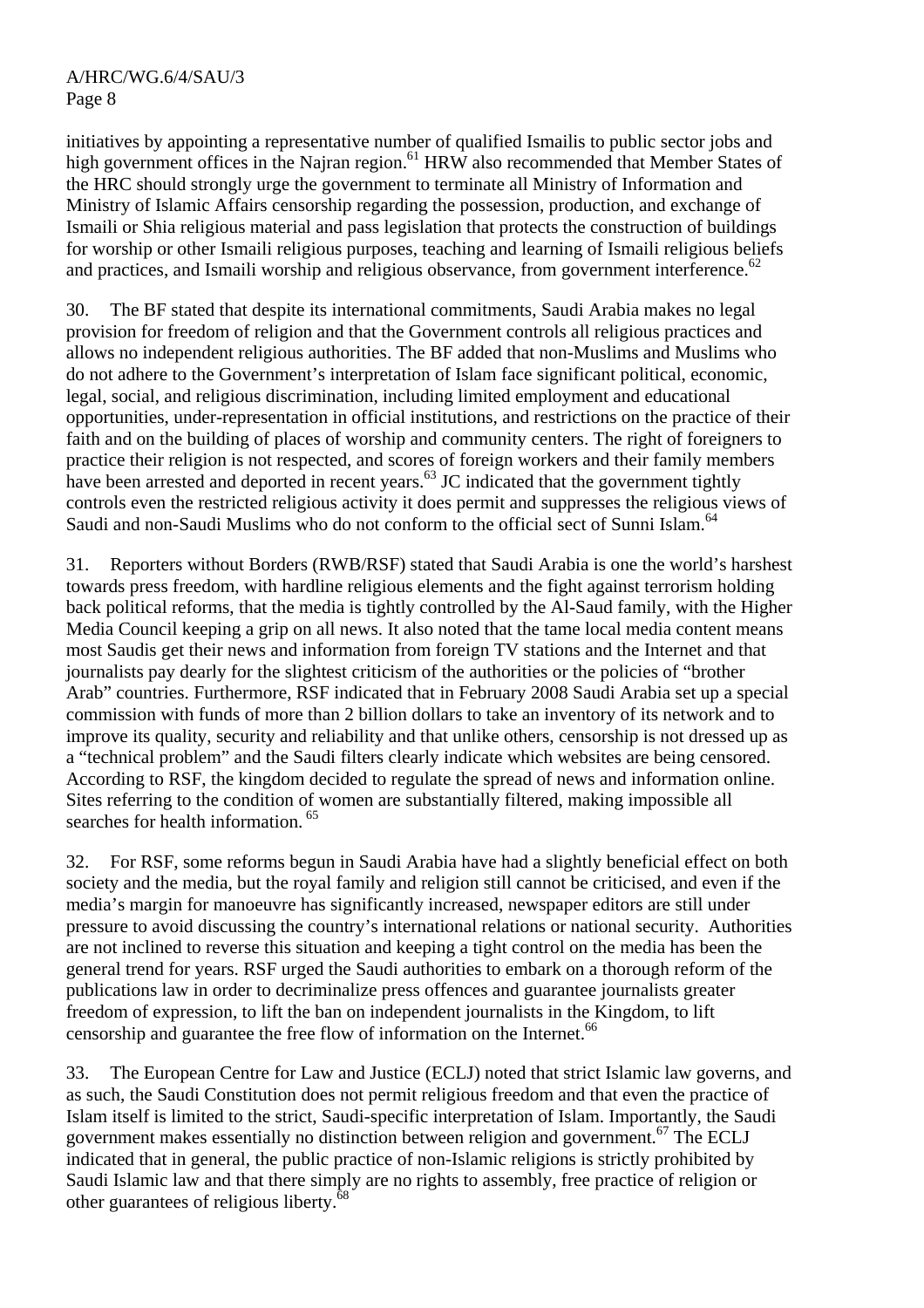initiatives by appointing a representative number of qualified Ismailis to public sector jobs and high government offices in the Najran region.[61] HRW also recommended that Member States of the HRC should strongly urge the government to terminate all Ministry of Information and Ministry of Islamic Affairs censorship regarding the possession, production, and exchange of Ismaili or Shia religious material and pass legislation that protects the construction of buildings for worship or other Ismaili religious purposes, teaching and learning of Ismaili religious beliefs and practices, and Ismaili worship and religious observance, from government interference.[62]

30. The BF stated that despite its international commitments, Saudi Arabia makes no legal provision for freedom of religion and that the Government controls all religious practices and allows no independent religious authorities. The BF added that non-Muslims and Muslims who do not adhere to the Government's interpretation of Islam face significant political, economic, legal, social, and religious discrimination, including limited employment and educational opportunities, under-representation in official institutions, and restrictions on the practice of their faith and on the building of places of worship and community centers. The right of foreigners to practice their religion is not respected, and scores of foreign workers and their family members have been arrested and deported in recent years.[63] JC indicated that the government tightly controls even the restricted religious activity it does permit and suppresses the religious views of Saudi and non-Saudi Muslims who do not conform to the official sect of Sunni Islam.[64]

31. Reporters without Borders (RWB/RSF) stated that Saudi Arabia is one the world's harshest towards press freedom, with hardline religious elements and the fight against terrorism holding back political reforms, that the media is tightly controlled by the Al-Saud family, with the Higher Media Council keeping a grip on all news. It also noted that the tame local media content means most Saudis get their news and information from foreign TV stations and the Internet and that journalists pay dearly for the slightest criticism of the authorities or the policies of "brother Arab" countries. Furthermore, RSF indicated that in February 2008 Saudi Arabia set up a special commission with funds of more than 2 billion dollars to take an inventory of its network and to improve its quality, security and reliability and that unlike others, censorship is not dressed up as a "technical problem" and the Saudi filters clearly indicate which websites are being censored. According to RSF, the kingdom decided to regulate the spread of news and information online. Sites referring to the condition of women are substantially filtered, making impossible all searches for health information.[65]

32. For RSF, some reforms begun in Saudi Arabia have had a slightly beneficial effect on both society and the media, but the royal family and religion still cannot be criticised, and even if the media's margin for manoeuvre has significantly increased, newspaper editors are still under pressure to avoid discussing the country's international relations or national security. Authorities are not inclined to reverse this situation and keeping a tight control on the media has been the general trend for years. RSF urged the Saudi authorities to embark on a thorough reform of the publications law in order to decriminalize press offences and guarantee journalists greater freedom of expression, to lift the ban on independent journalists in the Kingdom, to lift censorship and guarantee the free flow of information on the Internet.[66]

33. The European Centre for Law and Justice (ECLJ) noted that strict Islamic law governs, and as such, the Saudi Constitution does not permit religious freedom and that even the practice of Islam itself is limited to the strict, Saudi-specific interpretation of Islam. Importantly, the Saudi government makes essentially no distinction between religion and government.[67] The ECLJ indicated that in general, the public practice of non-Islamic religions is strictly prohibited by Saudi Islamic law and that there simply are no rights to assembly, free practice of religion or other guarantees of religious liberty.[68]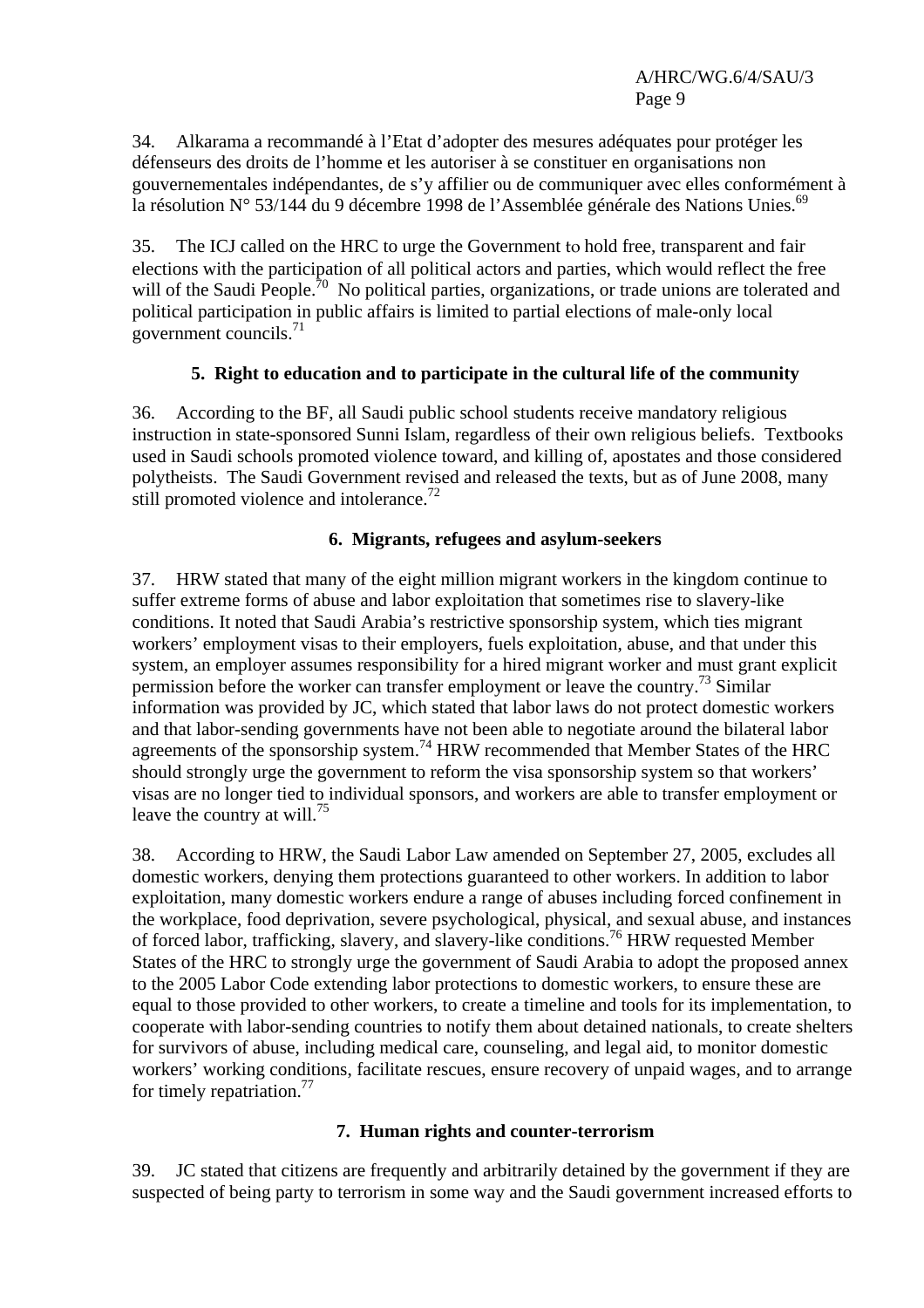34. Alkarama a recommandé à l'Etat d'adopter des mesures adéquates pour protéger les défenseurs des droits de l'homme et les autoriser à se constituer en organisations non gouvernementales indépendantes, de s'y affilier ou de communiquer avec elles conformément à la résolution N° 53/144 du 9 décembre 1998 de l'Assemblée générale des Nations Unies.[69]

35. The ICJ called on the HRC to urge the Government to hold free, transparent and fair elections with the participation of all political actors and parties, which would reflect the free will of the Saudi People.[70] No political parties, organizations, or trade unions are tolerated and political participation in public affairs is limited to partial elections of male-only local government councils.[71]

### 5. Right to education and to participate in the cultural life of the community

36. According to the BF, all Saudi public school students receive mandatory religious instruction in state-sponsored Sunni Islam, regardless of their own religious beliefs. Textbooks used in Saudi schools promoted violence toward, and killing of, apostates and those considered polytheists. The Saudi Government revised and released the texts, but as of June 2008, many still promoted violence and intolerance.[72]

### 6. Migrants, refugees and asylum-seekers

37. HRW stated that many of the eight million migrant workers in the kingdom continue to suffer extreme forms of abuse and labor exploitation that sometimes rise to slavery-like conditions. It noted that Saudi Arabia's restrictive sponsorship system, which ties migrant workers' employment visas to their employers, fuels exploitation, abuse, and that under this system, an employer assumes responsibility for a hired migrant worker and must grant explicit permission before the worker can transfer employment or leave the country.[73] Similar information was provided by JC, which stated that labor laws do not protect domestic workers and that labor-sending governments have not been able to negotiate around the bilateral labor agreements of the sponsorship system.[74] HRW recommended that Member States of the HRC should strongly urge the government to reform the visa sponsorship system so that workers' visas are no longer tied to individual sponsors, and workers are able to transfer employment or leave the country at will.[75]

38. According to HRW, the Saudi Labor Law amended on September 27, 2005, excludes all domestic workers, denying them protections guaranteed to other workers. In addition to labor exploitation, many domestic workers endure a range of abuses including forced confinement in the workplace, food deprivation, severe psychological, physical, and sexual abuse, and instances of forced labor, trafficking, slavery, and slavery-like conditions.[76] HRW requested Member States of the HRC to strongly urge the government of Saudi Arabia to adopt the proposed annex to the 2005 Labor Code extending labor protections to domestic workers, to ensure these are equal to those provided to other workers, to create a timeline and tools for its implementation, to cooperate with labor-sending countries to notify them about detained nationals, to create shelters for survivors of abuse, including medical care, counseling, and legal aid, to monitor domestic workers' working conditions, facilitate rescues, ensure recovery of unpaid wages, and to arrange for timely repatriation.[77]

### 7. Human rights and counter-terrorism

39. JC stated that citizens are frequently and arbitrarily detained by the government if they are suspected of being party to terrorism in some way and the Saudi government increased efforts to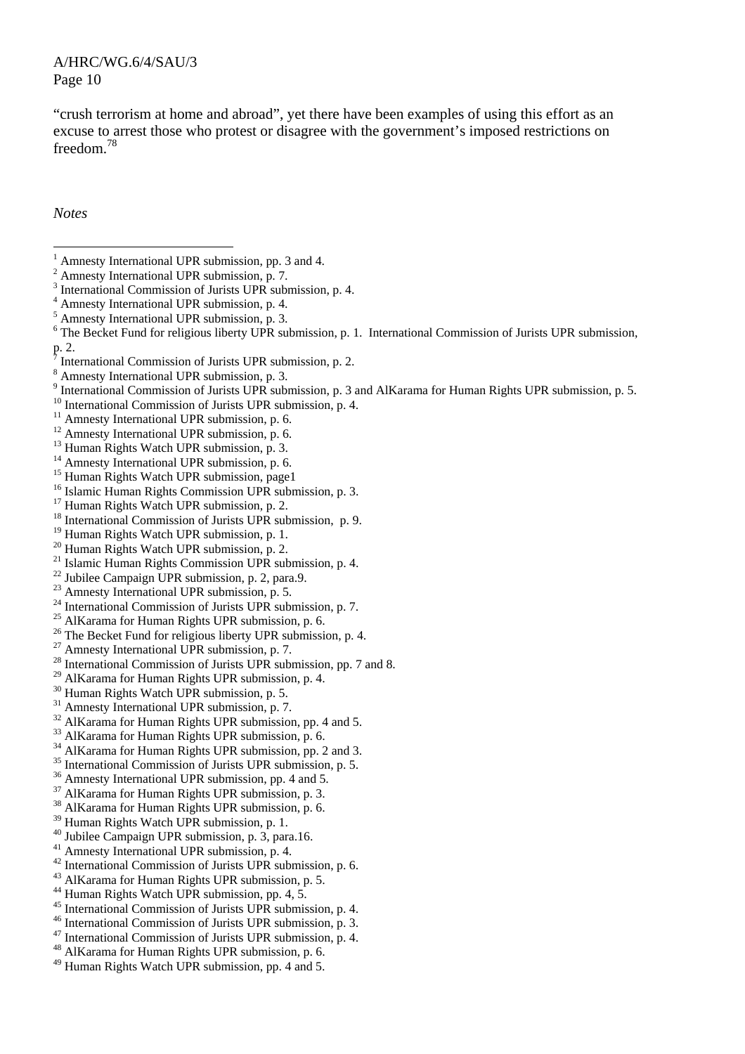"crush terrorism at home and abroad", yet there have been examples of using this effort as an excuse to arrest those who protest or disagree with the government's imposed restrictions on freedom.[78]

*Notes*

[1] Amnesty International UPR submission, pp. 3 and 4.
[2] Amnesty International UPR submission, p. 7.
[3] International Commission of Jurists UPR submission, p. 4.
[4] Amnesty International UPR submission, p. 4.
[5] Amnesty International UPR submission, p. 3.
[6] The Becket Fund for religious liberty UPR submission, p. 1. International Commission of Jurists UPR submission, p. 2.
[7] International Commission of Jurists UPR submission, p. 2.
[8] Amnesty International UPR submission, p. 3.
[9] International Commission of Jurists UPR submission, p. 3 and AlKarama for Human Rights UPR submission, p. 5.
[10] International Commission of Jurists UPR submission, p. 4.
[11] Amnesty International UPR submission, p. 6.
[12] Amnesty International UPR submission, p. 6.
[13] Human Rights Watch UPR submission, p. 3.
[14] Amnesty International UPR submission, p. 6.
[15] Human Rights Watch UPR submission, page1
[16] Islamic Human Rights Commission UPR submission, p. 3.
[17] Human Rights Watch UPR submission, p. 2.
[18] International Commission of Jurists UPR submission, p. 9.
[19] Human Rights Watch UPR submission, p. 1.
[20] Human Rights Watch UPR submission, p. 2.
[21] Islamic Human Rights Commission UPR submission, p. 4.
[22] Jubilee Campaign UPR submission, p. 2, para.9.
[23] Amnesty International UPR submission, p. 5.
[24] International Commission of Jurists UPR submission, p. 7.
[25] AlKarama for Human Rights UPR submission, p. 6.
[26] The Becket Fund for religious liberty UPR submission, p. 4.
[27] Amnesty International UPR submission, p. 7.
[28] International Commission of Jurists UPR submission, pp. 7 and 8.
[29] AlKarama for Human Rights UPR submission, p. 4.
[30] Human Rights Watch UPR submission, p. 5.
[31] Amnesty International UPR submission, p. 7.
[32] AlKarama for Human Rights UPR submission, pp. 4 and 5.
[33] AlKarama for Human Rights UPR submission, p. 6.
[34] AlKarama for Human Rights UPR submission, pp. 2 and 3.
[35] International Commission of Jurists UPR submission, p. 5.
[36] Amnesty International UPR submission, pp. 4 and 5.
[37] AlKarama for Human Rights UPR submission, p. 3.
[38] AlKarama for Human Rights UPR submission, p. 6.
[39] Human Rights Watch UPR submission, p. 1.
[40] Jubilee Campaign UPR submission, p. 3, para.16.
[41] Amnesty International UPR submission, p. 4.
[42] International Commission of Jurists UPR submission, p. 6.
[43] AlKarama for Human Rights UPR submission, p. 5.
[44] Human Rights Watch UPR submission, pp. 4, 5.
[45] International Commission of Jurists UPR submission, p. 4.
[46] International Commission of Jurists UPR submission, p. 3.
[47] International Commission of Jurists UPR submission, p. 4.
[48] AlKarama for Human Rights UPR submission, p. 6.
[49] Human Rights Watch UPR submission, pp. 4 and 5.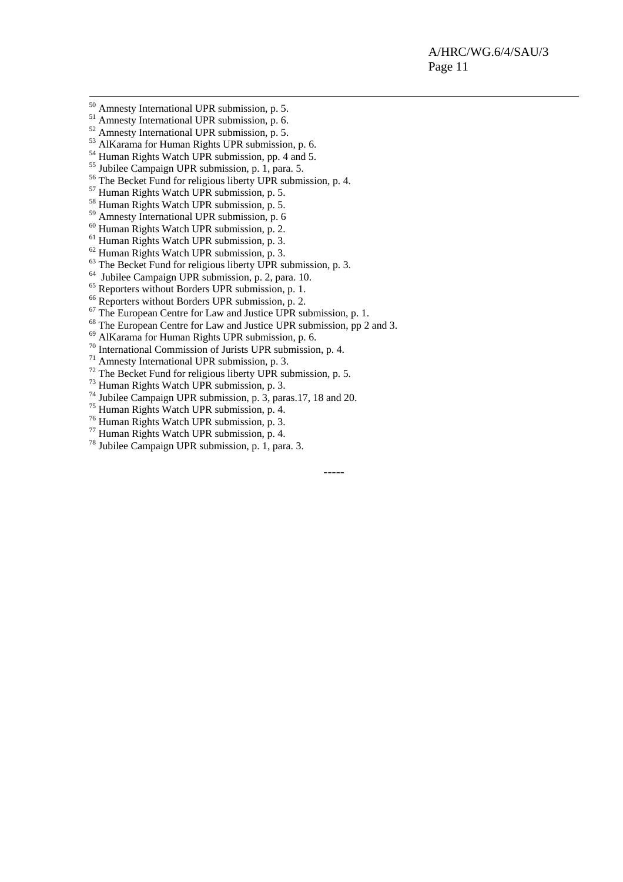[50] Amnesty International UPR submission, p. 5.
[51] Amnesty International UPR submission, p. 6.
[52] Amnesty International UPR submission, p. 5.
[53] AlKarama for Human Rights UPR submission, p. 6.
[54] Human Rights Watch UPR submission, pp. 4 and 5.
[55] Jubilee Campaign UPR submission, p. 1, para. 5.
[56] The Becket Fund for religious liberty UPR submission, p. 4.
[57] Human Rights Watch UPR submission, p. 5.
[58] Human Rights Watch UPR submission, p. 5.
[59] Amnesty International UPR submission, p. 6
[60] Human Rights Watch UPR submission, p. 2.
[61] Human Rights Watch UPR submission, p. 3.
[62] Human Rights Watch UPR submission, p. 3.
[63] The Becket Fund for religious liberty UPR submission, p. 3.
[64] Jubilee Campaign UPR submission, p. 2, para. 10.
[65] Reporters without Borders UPR submission, p. 1.
[66] Reporters without Borders UPR submission, p. 2.
[67] The European Centre for Law and Justice UPR submission, p. 1.
[68] The European Centre for Law and Justice UPR submission, pp 2 and 3.
[69] AlKarama for Human Rights UPR submission, p. 6.
[70] International Commission of Jurists UPR submission, p. 4.
[71] Amnesty International UPR submission, p. 3.
[72] The Becket Fund for religious liberty UPR submission, p. 5.
[73] Human Rights Watch UPR submission, p. 3.
[74] Jubilee Campaign UPR submission, p. 3, paras.17, 18 and 20.
[75] Human Rights Watch UPR submission, p. 4.
[76] Human Rights Watch UPR submission, p. 3.
[77] Human Rights Watch UPR submission, p. 4.
[78] Jubilee Campaign UPR submission, p. 1, para. 3.

-----